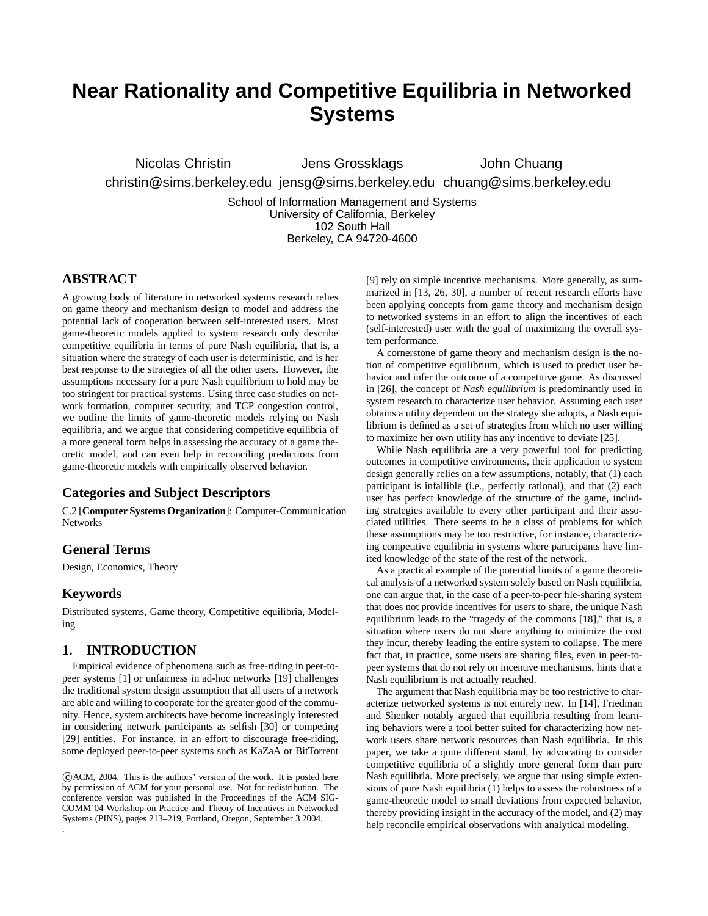# Near Rationality and Competitive Equilibria in Networked Systems

Nicolas Christin — christin@sims.berkeley.edu
Jens Grossklags — jensg@sims.berkeley.edu
John Chuang — chuang@sims.berkeley.edu

School of Information Management and Systems
University of California, Berkeley
102 South Hall
Berkeley, CA 94720-4600

## ABSTRACT

A growing body of literature in networked systems research relies on game theory and mechanism design to model and address the potential lack of cooperation between self-interested users. Most game-theoretic models applied to system research only describe competitive equilibria in terms of pure Nash equilibria, that is, a situation where the strategy of each user is deterministic, and is her best response to the strategies of all the other users. However, the assumptions necessary for a pure Nash equilibrium to hold may be too stringent for practical systems. Using three case studies on network formation, computer security, and TCP congestion control, we outline the limits of game-theoretic models relying on Nash equilibria, and we argue that considering competitive equilibria of a more general form helps in assessing the accuracy of a game theoretic model, and can even help in reconciling predictions from game-theoretic models with empirically observed behavior.

## Categories and Subject Descriptors

C.2 [**Computer Systems Organization**]: Computer-Communication Networks

## General Terms

Design, Economics, Theory

## Keywords

Distributed systems, Game theory, Competitive equilibria, Modeling

## 1. INTRODUCTION

Empirical evidence of phenomena such as free-riding in peer-to-peer systems [1] or unfairness in ad-hoc networks [19] challenges the traditional system design assumption that all users of a network are able and willing to cooperate for the greater good of the community. Hence, system architects have become increasingly interested in considering network participants as selfish [30] or competing [29] entities. For instance, in an effort to discourage free-riding, some deployed peer-to-peer systems such as KaZaA or BitTorrent [9] rely on simple incentive mechanisms. More generally, as summarized in [13, 26, 30], a number of recent research efforts have been applying concepts from game theory and mechanism design to networked systems in an effort to align the incentives of each (self-interested) user with the goal of maximizing the overall system performance.

A cornerstone of game theory and mechanism design is the notion of competitive equilibrium, which is used to predict user behavior and infer the outcome of a competitive game. As discussed in [26], the concept of *Nash equilibrium* is predominantly used in system research to characterize user behavior. Assuming each user obtains a utility dependent on the strategy she adopts, a Nash equilibrium is defined as a set of strategies from which no user willing to maximize her own utility has any incentive to deviate [25].

While Nash equilibria are a very powerful tool for predicting outcomes in competitive environments, their application to system design generally relies on a few assumptions, notably, that (1) each participant is infallible (i.e., perfectly rational), and that (2) each user has perfect knowledge of the structure of the game, including strategies available to every other participant and their associated utilities. There seems to be a class of problems for which these assumptions may be too restrictive, for instance, characterizing competitive equilibria in systems where participants have limited knowledge of the state of the rest of the network.

As a practical example of the potential limits of a game theoretical analysis of a networked system solely based on Nash equilibria, one can argue that, in the case of a peer-to-peer file-sharing system that does not provide incentives for users to share, the unique Nash equilibrium leads to the "tragedy of the commons [18]," that is, a situation where users do not share anything to minimize the cost they incur, thereby leading the entire system to collapse. The mere fact that, in practice, some users are sharing files, even in peer-to-peer systems that do not rely on incentive mechanisms, hints that a Nash equilibrium is not actually reached.

The argument that Nash equilibria may be too restrictive to characterize networked systems is not entirely new. In [14], Friedman and Shenker notably argued that equilibria resulting from learning behaviors were a tool better suited for characterizing how network users share network resources than Nash equilibria. In this paper, we take a quite different stand, by advocating to consider competitive equilibria of a slightly more general form than pure Nash equilibria. More precisely, we argue that using simple extensions of pure Nash equilibria (1) helps to assess the robustness of a game-theoretic model to small deviations from expected behavior, thereby providing insight in the accuracy of the model, and (2) may help reconcile empirical observations with analytical modeling.

©ACM, 2004. This is the authors' version of the work. It is posted here by permission of ACM for your personal use. Not for redistribution. The conference version was published in the Proceedings of the ACM SIGCOMM'04 Workshop on Practice and Theory of Incentives in Networked Systems (PINS), pages 213–219, Portland, Oregon, September 3 2004.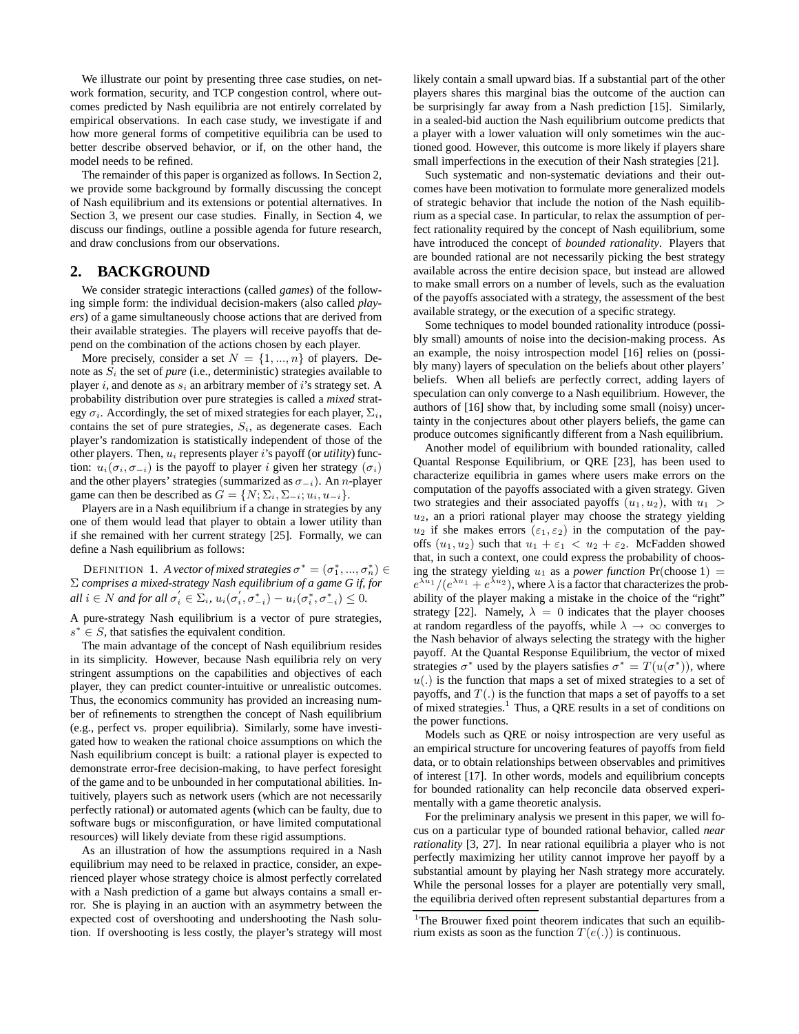We illustrate our point by presenting three case studies, on network formation, security, and TCP congestion control, where outcomes predicted by Nash equilibria are not entirely correlated by empirical observations. In each case study, we investigate if and how more general forms of competitive equilibria can be used to better describe observed behavior, or if, on the other hand, the model needs to be refined.

The remainder of this paper is organized as follows. In Section 2, we provide some background by formally discussing the concept of Nash equilibrium and its extensions or potential alternatives. In Section 3, we present our case studies. Finally, in Section 4, we discuss our findings, outline a possible agenda for future research, and draw conclusions from our observations.

## 2. BACKGROUND

We consider strategic interactions (called *games*) of the following simple form: the individual decision-makers (also called *players*) of a game simultaneously choose actions that are derived from their available strategies. The players will receive payoffs that depend on the combination of the actions chosen by each player.

More precisely, consider a set $N = \{1, ..., n\}$ of players. Denote as $S_i$ the set of *pure* (i.e., deterministic) strategies available to player $i$, and denote as $s_i$ an arbitrary member of $i$'s strategy set. A probability distribution over pure strategies is called a *mixed* strategy $\sigma_i$. Accordingly, the set of mixed strategies for each player, $\Sigma_i$, contains the set of pure strategies, $S_i$, as degenerate cases. Each player's randomization is statistically independent of those of the other players. Then, $u_i$ represents player $i$'s payoff (or *utility*) function: $u_i(\sigma_i, \sigma_{-i})$ is the payoff to player $i$ given her strategy ($\sigma_i$) and the other players' strategies (summarized as $\sigma_{-i}$). An $n$-player game can then be described as $G = \{N; \Sigma_i, \Sigma_{-i}; u_i, u_{-i}\}$.

Players are in a Nash equilibrium if a change in strategies by any one of them would lead that player to obtain a lower utility than if she remained with her current strategy [25]. Formally, we can define a Nash equilibrium as follows:

DEFINITION 1. *A vector of mixed strategies $\sigma^* = (\sigma_1^*, ..., \sigma_n^*) \in \Sigma$ comprises a mixed-strategy Nash equilibrium of a game G if, for all $i \in N$ and for all $\sigma_i^{'} \in \Sigma_i$, $u_i(\sigma_i^{'}, \sigma_{-i}^*) - u_i(\sigma_i^*, \sigma_{-i}^*) \leq 0$.*

A pure-strategy Nash equilibrium is a vector of pure strategies, $s^* \in S$, that satisfies the equivalent condition.

The main advantage of the concept of Nash equilibrium resides in its simplicity. However, because Nash equilibria rely on very stringent assumptions on the capabilities and objectives of each player, they can predict counter-intuitive or unrealistic outcomes. Thus, the economics community has provided an increasing number of refinements to strengthen the concept of Nash equilibrium (e.g., perfect vs. proper equilibria). Similarly, some have investigated how to weaken the rational choice assumptions on which the Nash equilibrium concept is built: a rational player is expected to demonstrate error-free decision-making, to have perfect foresight of the game and to be unbounded in her computational abilities. Intuitively, players such as network users (which are not necessarily perfectly rational) or automated agents (which can be faulty, due to software bugs or misconfiguration, or have limited computational resources) will likely deviate from these rigid assumptions.

As an illustration of how the assumptions required in a Nash equilibrium may need to be relaxed in practice, consider, an experienced player whose strategy choice is almost perfectly correlated with a Nash prediction of a game but always contains a small error. She is playing in an auction with an asymmetry between the expected cost of overshooting and undershooting the Nash solution. If overshooting is less costly, the player's strategy will most likely contain a small upward bias. If a substantial part of the other players shares this marginal bias the outcome of the auction can be surprisingly far away from a Nash prediction [15]. Similarly, in a sealed-bid auction the Nash equilibrium outcome predicts that a player with a lower valuation will only sometimes win the auctioned good. However, this outcome is more likely if players share small imperfections in the execution of their Nash strategies [21].

Such systematic and non-systematic deviations and their outcomes have been motivation to formulate more generalized models of strategic behavior that include the notion of the Nash equilibrium as a special case. In particular, to relax the assumption of perfect rationality required by the concept of Nash equilibrium, some have introduced the concept of *bounded rationality*. Players that are bounded rational are not necessarily picking the best strategy available across the entire decision space, but instead are allowed to make small errors on a number of levels, such as the evaluation of the payoffs associated with a strategy, the assessment of the best available strategy, or the execution of a specific strategy.

Some techniques to model bounded rationality introduce (possibly small) amounts of noise into the decision-making process. As an example, the noisy introspection model [16] relies on (possibly many) layers of speculation on the beliefs about other players' beliefs. When all beliefs are perfectly correct, adding layers of speculation can only converge to a Nash equilibrium. However, the authors of [16] show that, by including some small (noisy) uncertainty in the conjectures about other players beliefs, the game can produce outcomes significantly different from a Nash equilibrium.

Another model of equilibrium with bounded rationality, called Quantal Response Equilibrium, or QRE [23], has been used to characterize equilibria in games where users make errors on the computation of the payoffs associated with a given strategy. Given two strategies and their associated payoffs $(u_1, u_2)$, with $u_1 > u_2$, an a priori rational player may choose the strategy yielding $u_2$ if she makes errors $(\varepsilon_1, \varepsilon_2)$ in the computation of the payoffs $(u_1, u_2)$ such that $u_1 + \varepsilon_1 < u_2 + \varepsilon_2$. McFadden showed that, in such a context, one could express the probability of choosing the strategy yielding $u_1$ as a *power function* $\Pr(\text{choose } 1) = e^{\lambda u_1}/(e^{\lambda u_1} + e^{\lambda u_2})$, where $\lambda$ is a factor that characterizes the probability of the player making a mistake in the choice of the "right" strategy [22]. Namely, $\lambda = 0$ indicates that the player chooses at random regardless of the payoffs, while $\lambda \to \infty$ converges to the Nash behavior of always selecting the strategy with the higher payoff. At the Quantal Response Equilibrium, the vector of mixed strategies $\sigma^*$ used by the players satisfies $\sigma^* = T(u(\sigma^*))$, where $u(.)$ is the function that maps a set of mixed strategies to a set of payoffs, and $T(.)$ is the function that maps a set of payoffs to a set of mixed strategies.[1] Thus, a QRE results in a set of conditions on the power functions.

Models such as QRE or noisy introspection are very useful as an empirical structure for uncovering features of payoffs from field data, or to obtain relationships between observables and primitives of interest [17]. In other words, models and equilibrium concepts for bounded rationality can help reconcile data observed experimentally with a game theoretic analysis.

For the preliminary analysis we present in this paper, we will focus on a particular type of bounded rational behavior, called *near rationality* [3, 27]. In near rational equilibria a player who is not perfectly maximizing her utility cannot improve her payoff by a substantial amount by playing her Nash strategy more accurately. While the personal losses for a player are potentially very small, the equilibria derived often represent substantial departures from a

[1]The Brouwer fixed point theorem indicates that such an equilibrium exists as soon as the function $T(e(.))$ is continuous.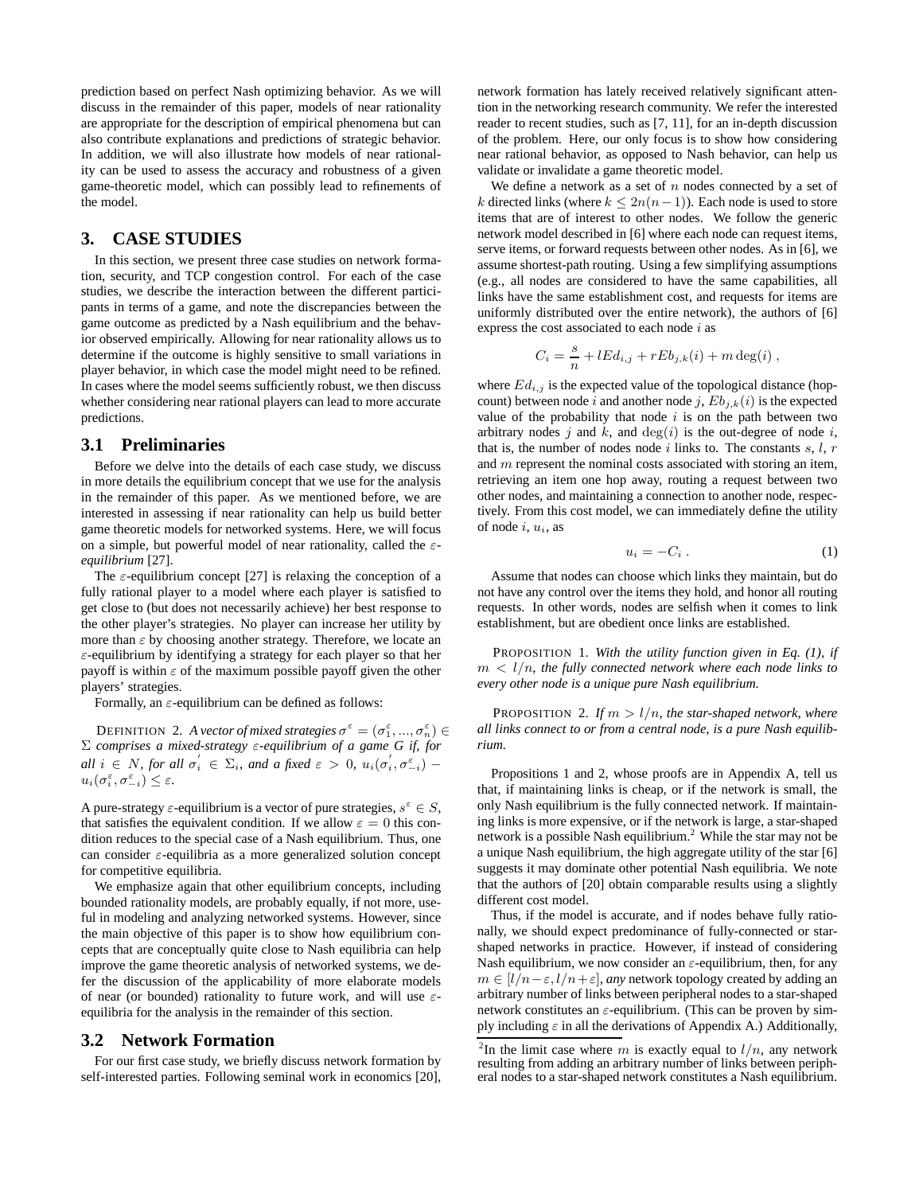prediction based on perfect Nash optimizing behavior. As we will discuss in the remainder of this paper, models of near rationality are appropriate for the description of empirical phenomena but can also contribute explanations and predictions of strategic behavior. In addition, we will also illustrate how models of near rationality can be used to assess the accuracy and robustness of a given game-theoretic model, which can possibly lead to refinements of the model.

## 3. CASE STUDIES

In this section, we present three case studies on network formation, security, and TCP congestion control. For each of the case studies, we describe the interaction between the different participants in terms of a game, and note the discrepancies between the game outcome as predicted by a Nash equilibrium and the behavior observed empirically. Allowing for near rationality allows us to determine if the outcome is highly sensitive to small variations in player behavior, in which case the model might need to be refined. In cases where the model seems sufficiently robust, we then discuss whether considering near rational players can lead to more accurate predictions.

### 3.1 Preliminaries

Before we delve into the details of each case study, we discuss in more details the equilibrium concept that we use for the analysis in the remainder of this paper. As we mentioned before, we are interested in assessing if near rationality can help us build better game theoretic models for networked systems. Here, we will focus on a simple, but powerful model of near rationality, called the $\varepsilon$-*equilibrium* [27].

The $\varepsilon$-equilibrium concept [27] is relaxing the conception of a fully rational player to a model where each player is satisfied to get close to (but does not necessarily achieve) her best response to the other player's strategies. No player can increase her utility by more than $\varepsilon$ by choosing another strategy. Therefore, we locate an $\varepsilon$-equilibrium by identifying a strategy for each player so that her payoff is within $\varepsilon$ of the maximum possible payoff given the other players' strategies.

Formally, an $\varepsilon$-equilibrium can be defined as follows:

DEFINITION 2. *A vector of mixed strategies $\sigma^{\varepsilon} = (\sigma_1^{\varepsilon}, ..., \sigma_n^{\varepsilon}) \in \Sigma$ comprises a mixed-strategy $\varepsilon$-equilibrium of a game $G$ if, for all $i \in N$, for all $\sigma_i^{'} \in \Sigma_i$, and a fixed $\varepsilon > 0$, $u_i(\sigma_i^{'}, \sigma_{-i}^{\varepsilon}) - u_i(\sigma_i^{\varepsilon}, \sigma_{-i}^{\varepsilon}) \leq \varepsilon$.*

A pure-strategy $\varepsilon$-equilibrium is a vector of pure strategies, $s^{\varepsilon} \in S$, that satisfies the equivalent condition. If we allow $\varepsilon = 0$ this condition reduces to the special case of a Nash equilibrium. Thus, one can consider $\varepsilon$-equilibria as a more generalized solution concept for competitive equilibria.

We emphasize again that other equilibrium concepts, including bounded rationality models, are probably equally, if not more, useful in modeling and analyzing networked systems. However, since the main objective of this paper is to show how equilibrium concepts that are conceptually quite close to Nash equilibria can help improve the game theoretic analysis of networked systems, we defer the discussion of the applicability of more elaborate models of near (or bounded) rationality to future work, and will use $\varepsilon$-equilibria for the analysis in the remainder of this section.

### 3.2 Network Formation

For our first case study, we briefly discuss network formation by self-interested parties. Following seminal work in economics [20], network formation has lately received relatively significant attention in the networking research community. We refer the interested reader to recent studies, such as [7, 11], for an in-depth discussion of the problem. Here, our only focus is to show how considering near rational behavior, as opposed to Nash behavior, can help us validate or invalidate a game theoretic model.

We define a network as a set of $n$ nodes connected by a set of $k$ directed links (where $k \leq 2n(n-1)$). Each node is used to store items that are of interest to other nodes. We follow the generic network model described in [6] where each node can request items, serve items, or forward requests between other nodes. As in [6], we assume shortest-path routing. Using a few simplifying assumptions (e.g., all nodes are considered to have the same capabilities, all links have the same establishment cost, and requests for items are uniformly distributed over the entire network), the authors of [6] express the cost associated to each node $i$ as

$$C_i = \frac{s}{n} + lEd_{i,j} + rEb_{j,k}(i) + m\deg(i) \ ,$$

where $Ed_{i,j}$ is the expected value of the topological distance (hop-count) between node $i$ and another node $j$, $Eb_{j,k}(i)$ is the expected value of the probability that node $i$ is on the path between two arbitrary nodes $j$ and $k$, and $\deg(i)$ is the out-degree of node $i$, that is, the number of nodes node $i$ links to. The constants $s$, $l$, $r$ and $m$ represent the nominal costs associated with storing an item, retrieving an item one hop away, routing a request between two other nodes, and maintaining a connection to another node, respectively. From this cost model, we can immediately define the utility of node $i$, $u_i$, as

$$u_i = -C_i \ . \tag{1}$$

Assume that nodes can choose which links they maintain, but do not have any control over the items they hold, and honor all routing requests. In other words, nodes are selfish when it comes to link establishment, but are obedient once links are established.

PROPOSITION 1. *With the utility function given in Eq. (1), if $m < l/n$, the fully connected network where each node links to every other node is a unique pure Nash equilibrium.*

PROPOSITION 2. *If $m > l/n$, the star-shaped network, where all links connect to or from a central node, is a pure Nash equilibrium.*

Propositions 1 and 2, whose proofs are in Appendix A, tell us that, if maintaining links is cheap, or if the network is small, the only Nash equilibrium is the fully connected network. If maintaining links is more expensive, or if the network is large, a star-shaped network is a possible Nash equilibrium.[2] While the star may not be a unique Nash equilibrium, the high aggregate utility of the star [6] suggests it may dominate other potential Nash equilibria. We note that the authors of [20] obtain comparable results using a slightly different cost model.

Thus, if the model is accurate, and if nodes behave fully rationally, we should expect predominance of fully-connected or star-shaped networks in practice. However, if instead of considering Nash equilibrium, we now consider an $\varepsilon$-equilibrium, then, for any $m \in [l/n - \varepsilon, l/n + \varepsilon]$, *any* network topology created by adding an arbitrary number of links between peripheral nodes to a star-shaped network constitutes an $\varepsilon$-equilibrium. (This can be proven by simply including $\varepsilon$ in all the derivations of Appendix A.) Additionally,

[2] In the limit case where $m$ is exactly equal to $l/n$, any network resulting from adding an arbitrary number of links between peripheral nodes to a star-shaped network constitutes a Nash equilibrium.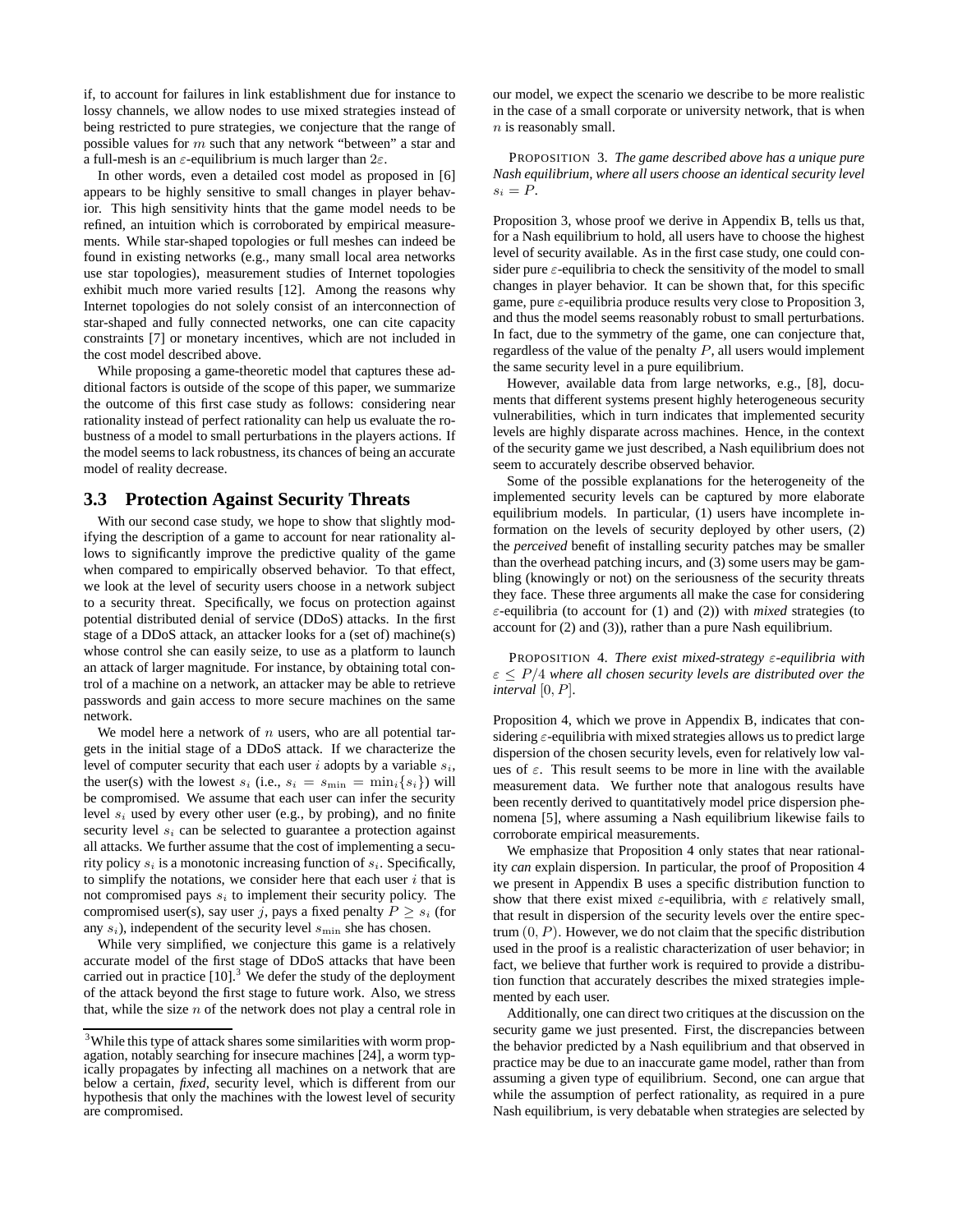if, to account for failures in link establishment due for instance to lossy channels, we allow nodes to use mixed strategies instead of being restricted to pure strategies, we conjecture that the range of possible values for $m$ such that any network "between" a star and a full-mesh is an $\varepsilon$-equilibrium is much larger than $2\varepsilon$.

In other words, even a detailed cost model as proposed in [6] appears to be highly sensitive to small changes in player behavior. This high sensitivity hints that the game model needs to be refined, an intuition which is corroborated by empirical measurements. While star-shaped topologies or full meshes can indeed be found in existing networks (e.g., many small local area networks use star topologies), measurement studies of Internet topologies exhibit much more varied results [12]. Among the reasons why Internet topologies do not solely consist of an interconnection of star-shaped and fully connected networks, one can cite capacity constraints [7] or monetary incentives, which are not included in the cost model described above.

While proposing a game-theoretic model that captures these additional factors is outside of the scope of this paper, we summarize the outcome of this first case study as follows: considering near rationality instead of perfect rationality can help us evaluate the robustness of a model to small perturbations in the players actions. If the model seems to lack robustness, its chances of being an accurate model of reality decrease.

### 3.3 Protection Against Security Threats

With our second case study, we hope to show that slightly modifying the description of a game to account for near rationality allows to significantly improve the predictive quality of the game when compared to empirically observed behavior. To that effect, we look at the level of security users choose in a network subject to a security threat. Specifically, we focus on protection against potential distributed denial of service (DDoS) attacks. In the first stage of a DDoS attack, an attacker looks for a (set of) machine(s) whose control she can easily seize, to use as a platform to launch an attack of larger magnitude. For instance, by obtaining total control of a machine on a network, an attacker may be able to retrieve passwords and gain access to more secure machines on the same network.

We model here a network of $n$ users, who are all potential targets in the initial stage of a DDoS attack. If we characterize the level of computer security that each user $i$ adopts by a variable $s_i$, the user(s) with the lowest $s_i$ (i.e., $s_i = s_{\min} = \min_i\{s_i\}$) will be compromised. We assume that each user can infer the security level $s_i$ used by every other user (e.g., by probing), and no finite security level $s_i$ can be selected to guarantee a protection against all attacks. We further assume that the cost of implementing a security policy $s_i$ is a monotonic increasing function of $s_i$. Specifically, to simplify the notations, we consider here that each user $i$ that is not compromised pays $s_i$ to implement their security policy. The compromised user(s), say user $j$, pays a fixed penalty $P \geq s_i$ (for any $s_i$), independent of the security level $s_{\min}$ she has chosen.

While very simplified, we conjecture this game is a relatively accurate model of the first stage of DDoS attacks that have been carried out in practice [10].[3] We defer the study of the deployment of the attack beyond the first stage to future work. Also, we stress that, while the size $n$ of the network does not play a central role in our model, we expect the scenario we describe to be more realistic in the case of a small corporate or university network, that is when $n$ is reasonably small.

PROPOSITION 3. *The game described above has a unique pure Nash equilibrium, where all users choose an identical security level* $s_i = P$.

Proposition 3, whose proof we derive in Appendix B, tells us that, for a Nash equilibrium to hold, all users have to choose the highest level of security available. As in the first case study, one could consider pure $\varepsilon$-equilibria to check the sensitivity of the model to small changes in player behavior. It can be shown that, for this specific game, pure $\varepsilon$-equilibria produce results very close to Proposition 3, and thus the model seems reasonably robust to small perturbations. In fact, due to the symmetry of the game, one can conjecture that, regardless of the value of the penalty $P$, all users would implement the same security level in a pure equilibrium.

However, available data from large networks, e.g., [8], documents that different systems present highly heterogeneous security vulnerabilities, which in turn indicates that implemented security levels are highly disparate across machines. Hence, in the context of the security game we just described, a Nash equilibrium does not seem to accurately describe observed behavior.

Some of the possible explanations for the heterogeneity of the implemented security levels can be captured by more elaborate equilibrium models. In particular, (1) users have incomplete information on the levels of security deployed by other users, (2) the *perceived* benefit of installing security patches may be smaller than the overhead patching incurs, and (3) some users may be gambling (knowingly or not) on the seriousness of the security threats they face. These three arguments all make the case for considering $\varepsilon$-equilibria (to account for (1) and (2)) with *mixed* strategies (to account for (2) and (3)), rather than a pure Nash equilibrium.

PROPOSITION 4. *There exist mixed-strategy $\varepsilon$-equilibria with $\varepsilon \leq P/4$ where all chosen security levels are distributed over the interval* $[0, P]$.

Proposition 4, which we prove in Appendix B, indicates that considering $\varepsilon$-equilibria with mixed strategies allows us to predict large dispersion of the chosen security levels, even for relatively low values of $\varepsilon$. This result seems to be more in line with the available measurement data. We further note that analogous results have been recently derived to quantitatively model price dispersion phenomena [5], where assuming a Nash equilibrium likewise fails to corroborate empirical measurements.

We emphasize that Proposition 4 only states that near rationality *can* explain dispersion. In particular, the proof of Proposition 4 we present in Appendix B uses a specific distribution function to show that there exist mixed $\varepsilon$-equilibria, with $\varepsilon$ relatively small, that result in dispersion of the security levels over the entire spectrum $(0, P)$. However, we do not claim that the specific distribution used in the proof is a realistic characterization of user behavior; in fact, we believe that further work is required to provide a distribution function that accurately describes the mixed strategies implemented by each user.

Additionally, one can direct two critiques at the discussion on the security game we just presented. First, the discrepancies between the behavior predicted by a Nash equilibrium and that observed in practice may be due to an inaccurate game model, rather than from assuming a given type of equilibrium. Second, one can argue that while the assumption of perfect rationality, as required in a pure Nash equilibrium, is very debatable when strategies are selected by

[3] While this type of attack shares some similarities with worm propagation, notably searching for insecure machines [24], a worm typically propagates by infecting all machines on a network that are below a certain, *fixed*, security level, which is different from our hypothesis that only the machines with the lowest level of security are compromised.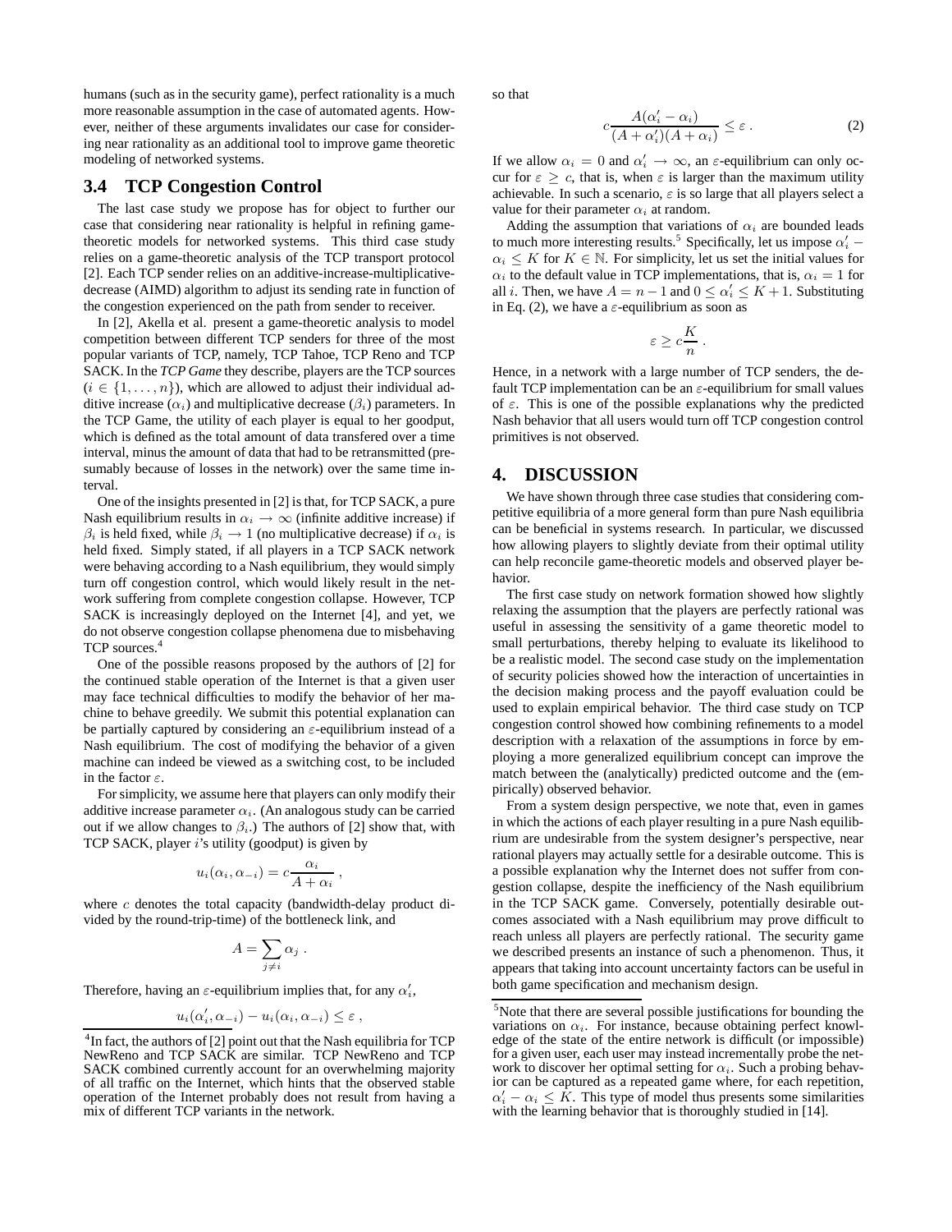humans (such as in the security game), perfect rationality is a much more reasonable assumption in the case of automated agents. However, neither of these arguments invalidates our case for considering near rationality as an additional tool to improve game theoretic modeling of networked systems.

### 3.4 TCP Congestion Control

The last case study we propose has for object to further our case that considering near rationality is helpful in refining game-theoretic models for networked systems. This third case study relies on a game-theoretic analysis of the TCP transport protocol [2]. Each TCP sender relies on an additive-increase-multiplicative-decrease (AIMD) algorithm to adjust its sending rate in function of the congestion experienced on the path from sender to receiver.

In [2], Akella et al. present a game-theoretic analysis to model competition between different TCP senders for three of the most popular variants of TCP, namely, TCP Tahoe, TCP Reno and TCP SACK. In the *TCP Game* they describe, players are the TCP sources ($i \in \{1, \ldots, n\}$), which are allowed to adjust their individual additive increase ($\alpha_i$) and multiplicative decrease ($\beta_i$) parameters. In the TCP Game, the utility of each player is equal to her goodput, which is defined as the total amount of data transfered over a time interval, minus the amount of data that had to be retransmitted (presumably because of losses in the network) over the same time interval.

One of the insights presented in [2] is that, for TCP SACK, a pure Nash equilibrium results in $\alpha_i \to \infty$ (infinite additive increase) if $\beta_i$ is held fixed, while $\beta_i \to 1$ (no multiplicative decrease) if $\alpha_i$ is held fixed. Simply stated, if all players in a TCP SACK network were behaving according to a Nash equilibrium, they would simply turn off congestion control, which would likely result in the network suffering from complete congestion collapse. However, TCP SACK is increasingly deployed on the Internet [4], and yet, we do not observe congestion collapse phenomena due to misbehaving TCP sources.[4]

One of the possible reasons proposed by the authors of [2] for the continued stable operation of the Internet is that a given user may face technical difficulties to modify the behavior of her machine to behave greedily. We submit this potential explanation can be partially captured by considering an $\varepsilon$-equilibrium instead of a Nash equilibrium. The cost of modifying the behavior of a given machine can indeed be viewed as a switching cost, to be included in the factor $\varepsilon$.

For simplicity, we assume here that players can only modify their additive increase parameter $\alpha_i$. (An analogous study can be carried out if we allow changes to $\beta_i$.) The authors of [2] show that, with TCP SACK, player $i$'s utility (goodput) is given by

$$u_i(\alpha_i, \alpha_{-i}) = c\frac{\alpha_i}{A + \alpha_i} ,$$

where $c$ denotes the total capacity (bandwidth-delay product divided by the round-trip-time) of the bottleneck link, and

$$A = \sum_{j \neq i} \alpha_j .$$

Therefore, having an $\varepsilon$-equilibrium implies that, for any $\alpha_i'$,

$$u_i(\alpha_i', \alpha_{-i}) - u_i(\alpha_i, \alpha_{-i}) \leq \varepsilon ,$$

so that

$$c\frac{A(\alpha_i' - \alpha_i)}{(A + \alpha_i')(A + \alpha_i)} \leq \varepsilon . \tag{2}$$

If we allow $\alpha_i = 0$ and $\alpha_i' \to \infty$, an $\varepsilon$-equilibrium can only occur for $\varepsilon \geq c$, that is, when $\varepsilon$ is larger than the maximum utility achievable. In such a scenario, $\varepsilon$ is so large that all players select a value for their parameter $\alpha_i$ at random.

Adding the assumption that variations of $\alpha_i$ are bounded leads to much more interesting results.[5] Specifically, let us impose $\alpha_i' - \alpha_i \leq K$ for $K \in \mathbb{N}$. For simplicity, let us set the initial values for $\alpha_i$ to the default value in TCP implementations, that is, $\alpha_i = 1$ for all $i$. Then, we have $A = n - 1$ and $0 \leq \alpha_i' \leq K + 1$. Substituting in Eq. (2), we have a $\varepsilon$-equilibrium as soon as

$$\varepsilon \geq c\frac{K}{n} .$$

Hence, in a network with a large number of TCP senders, the default TCP implementation can be an $\varepsilon$-equilibrium for small values of $\varepsilon$. This is one of the possible explanations why the predicted Nash behavior that all users would turn off TCP congestion control primitives is not observed.

## 4. DISCUSSION

We have shown through three case studies that considering competitive equilibria of a more general form than pure Nash equilibria can be beneficial in systems research. In particular, we discussed how allowing players to slightly deviate from their optimal utility can help reconcile game-theoretic models and observed player behavior.

The first case study on network formation showed how slightly relaxing the assumption that the players are perfectly rational was useful in assessing the sensitivity of a game theoretic model to small perturbations, thereby helping to evaluate its likelihood to be a realistic model. The second case study on the implementation of security policies showed how the interaction of uncertainties in the decision making process and the payoff evaluation could be used to explain empirical behavior. The third case study on TCP congestion control showed how combining refinements to a model description with a relaxation of the assumptions in force by employing a more generalized equilibrium concept can improve the match between the (analytically) predicted outcome and the (empirically) observed behavior.

From a system design perspective, we note that, even in games in which the actions of each player resulting in a pure Nash equilibrium are undesirable from the system designer's perspective, near rational players may actually settle for a desirable outcome. This is a possible explanation why the Internet does not suffer from congestion collapse, despite the inefficiency of the Nash equilibrium in the TCP SACK game. Conversely, potentially desirable outcomes associated with a Nash equilibrium may prove difficult to reach unless all players are perfectly rational. The security game we described presents an instance of such a phenomenon. Thus, it appears that taking into account uncertainty factors can be useful in both game specification and mechanism design.

---

[4] In fact, the authors of [2] point out that the Nash equilibria for TCP NewReno and TCP SACK are similar. TCP NewReno and TCP SACK combined currently account for an overwhelming majority of all traffic on the Internet, which hints that the observed stable operation of the Internet probably does not result from having a mix of different TCP variants in the network.

[5] Note that there are several possible justifications for bounding the variations on $\alpha_i$. For instance, because obtaining perfect knowledge of the state of the entire network is difficult (or impossible) for a given user, each user may instead incrementally probe the network to discover her optimal setting for $\alpha_i$. Such a probing behavior can be captured as a repeated game where, for each repetition, $\alpha_i' - \alpha_i \leq K$. This type of model thus presents some similarities with the learning behavior that is thoroughly studied in [14].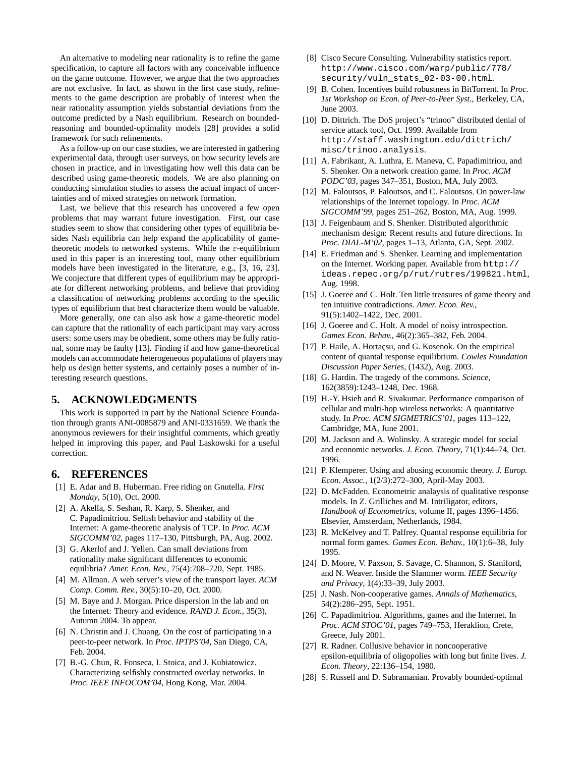An alternative to modeling near rationality is to refine the game specification, to capture all factors with any conceivable influence on the game outcome. However, we argue that the two approaches are not exclusive. In fact, as shown in the first case study, refinements to the game description are probably of interest when the near rationality assumption yields substantial deviations from the outcome predicted by a Nash equilibrium. Research on bounded-reasoning and bounded-optimality models [28] provides a solid framework for such refinements.

As a follow-up on our case studies, we are interested in gathering experimental data, through user surveys, on how security levels are chosen in practice, and in investigating how well this data can be described using game-theoretic models. We are also planning on conducting simulation studies to assess the actual impact of uncertainties and of mixed strategies on network formation.

Last, we believe that this research has uncovered a few open problems that may warrant future investigation. First, our case studies seem to show that considering other types of equilibria besides Nash equilibria can help expand the applicability of game-theoretic models to networked systems. While the $\varepsilon$-equilibrium used in this paper is an interesting tool, many other equilibrium models have been investigated in the literature, e.g., [3, 16, 23]. We conjecture that different types of equilibrium may be appropriate for different networking problems, and believe that providing a classification of networking problems according to the specific types of equilibrium that best characterize them would be valuable.

More generally, one can also ask how a game-theoretic model can capture that the rationality of each participant may vary across users: some users may be obedient, some others may be fully rational, some may be faulty [13]. Finding if and how game-theoretical models can accommodate heterogeneous populations of players may help us design better systems, and certainly poses a number of interesting research questions.

## 5. ACKNOWLEDGMENTS

This work is supported in part by the National Science Foundation through grants ANI-0085879 and ANI-0331659. We thank the anonymous reviewers for their insightful comments, which greatly helped in improving this paper, and Paul Laskowski for a useful correction.

## 6. REFERENCES

[1] E. Adar and B. Huberman. Free riding on Gnutella. *First Monday*, 5(10), Oct. 2000.

[2] A. Akella, S. Seshan, R. Karp, S. Shenker, and C. Papadimitriou. Selfish behavior and stability of the Internet: A game-theoretic analysis of TCP. In *Proc. ACM SIGCOMM'02*, pages 117–130, Pittsburgh, PA, Aug. 2002.

[3] G. Akerlof and J. Yellen. Can small deviations from rationality make significant differences to economic equilibria? *Amer. Econ. Rev.*, 75(4):708–720, Sept. 1985.

[4] M. Allman. A web server's view of the transport layer. *ACM Comp. Comm. Rev.*, 30(5):10–20, Oct. 2000.

[5] M. Baye and J. Morgan. Price dispersion in the lab and on the Internet: Theory and evidence. *RAND J. Econ.*, 35(3), Autumn 2004. To appear.

[6] N. Christin and J. Chuang. On the cost of participating in a peer-to-peer network. In *Proc. IPTPS'04*, San Diego, CA, Feb. 2004.

[7] B.-G. Chun, R. Fonseca, I. Stoica, and J. Kubiatowicz. Characterizing selfishly constructed overlay networks. In *Proc. IEEE INFOCOM'04*, Hong Kong, Mar. 2004.

[8] Cisco Secure Consulting. Vulnerability statistics report. `http://www.cisco.com/warp/public/778/security/vuln_stats_02-03-00.html`.

[9] B. Cohen. Incentives build robustness in BitTorrent. In *Proc. 1st Workshop on Econ. of Peer-to-Peer Syst.*, Berkeley, CA, June 2003.

[10] D. Dittrich. The DoS project's "trinoo" distributed denial of service attack tool, Oct. 1999. Available from `http://staff.washington.edu/dittrich/misc/trinoo.analysis`.

[11] A. Fabrikant, A. Luthra, E. Maneva, C. Papadimitriou, and S. Shenker. On a network creation game. In *Proc. ACM PODC'03*, pages 347–351, Boston, MA, July 2003.

[12] M. Faloutsos, P. Faloutsos, and C. Faloutsos. On power-law relationships of the Internet topology. In *Proc. ACM SIGCOMM'99*, pages 251–262, Boston, MA, Aug. 1999.

[13] J. Feigenbaum and S. Shenker. Distributed algorithmic mechanism design: Recent results and future directions. In *Proc. DIAL-M'02*, pages 1–13, Atlanta, GA, Sept. 2002.

[14] E. Friedman and S. Shenker. Learning and implementation on the Internet. Working paper. Available from `http://ideas.repec.org/p/rut/rutres/199821.html`, Aug. 1998.

[15] J. Goeree and C. Holt. Ten little treasures of game theory and ten intuitive contradictions. *Amer. Econ. Rev.*, 91(5):1402–1422, Dec. 2001.

[16] J. Goeree and C. Holt. A model of noisy introspection. *Games Econ. Behav.*, 46(2):365–382, Feb. 2004.

[17] P. Haile, A. Hortaçsu, and G. Kosenok. On the empirical content of quantal response equilibrium. *Cowles Foundation Discussion Paper Series*, (1432), Aug. 2003.

[18] G. Hardin. The tragedy of the commons. *Science*, 162(3859):1243–1248, Dec. 1968.

[19] H.-Y. Hsieh and R. Sivakumar. Performance comparison of cellular and multi-hop wireless networks: A quantitative study. In *Proc. ACM SIGMETRICS'01*, pages 113–122, Cambridge, MA, June 2001.

[20] M. Jackson and A. Wolinsky. A strategic model for social and economic networks. *J. Econ. Theory*, 71(1):44–74, Oct. 1996.

[21] P. Klemperer. Using and abusing economic theory. *J. Europ. Econ. Assoc.*, 1(2/3):272–300, April-May 2003.

[22] D. McFadden. Econometric analysis of qualitative response models. In Z. Grilliches and M. Intriligator, editors, *Handbook of Econometrics*, volume II, pages 1396–1456. Elsevier, Amsterdam, Netherlands, 1984.

[23] R. McKelvey and T. Palfrey. Quantal response equilibria for normal form games. *Games Econ. Behav.*, 10(1):6–38, July 1995.

[24] D. Moore, V. Paxson, S. Savage, C. Shannon, S. Staniford, and N. Weaver. Inside the Slammer worm. *IEEE Security and Privacy*, 1(4):33–39, July 2003.

[25] J. Nash. Non-cooperative games. *Annals of Mathematics*, 54(2):286–295, Sept. 1951.

[26] C. Papadimitriou. Algorithms, games and the Internet. In *Proc. ACM STOC'01*, pages 749–753, Heraklion, Crete, Greece, July 2001.

[27] R. Radner. Collusive behavior in noncooperative epsilon-equilibria of oligopolies with long but finite lives. *J. Econ. Theory*, 22:136–154, 1980.

[28] S. Russell and D. Subramanian. Provably bounded-optimal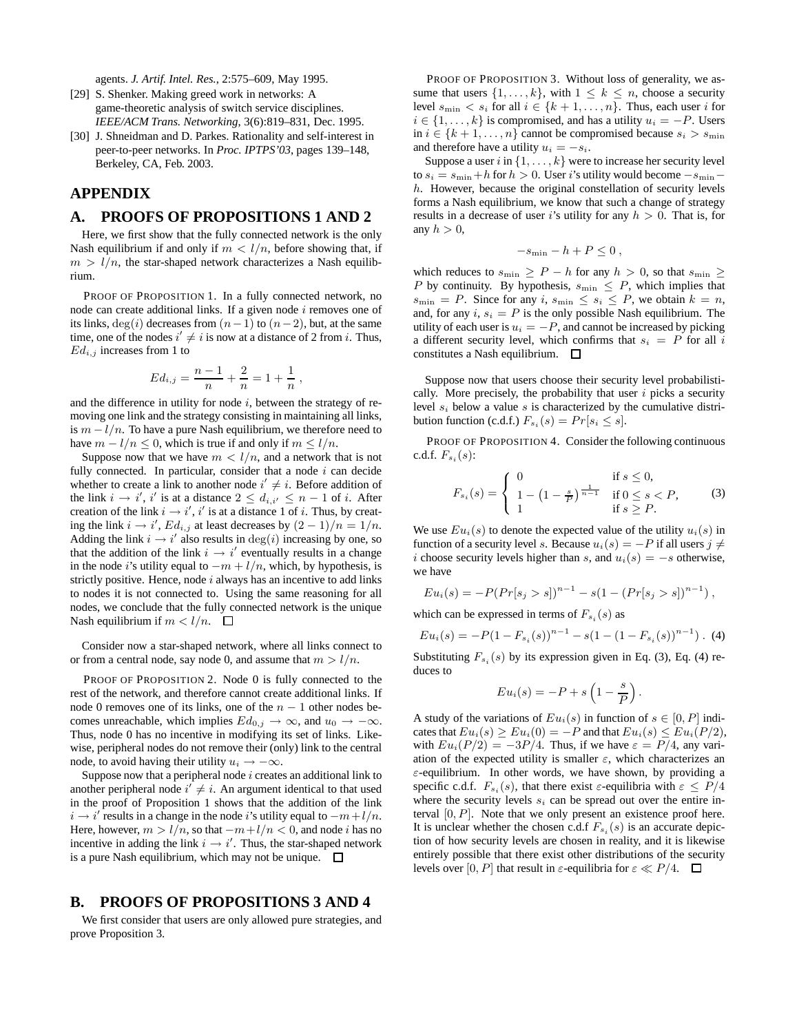agents. *J. Artif. Intel. Res.*, 2:575–609, May 1995.

[29] S. Shenker. Making greed work in networks: A game-theoretic analysis of switch service disciplines. *IEEE/ACM Trans. Networking*, 3(6):819–831, Dec. 1995.

[30] J. Shneidman and D. Parkes. Rationality and self-interest in peer-to-peer networks. In *Proc. IPTPS'03*, pages 139–148, Berkeley, CA, Feb. 2003.

# APPENDIX

## A. PROOFS OF PROPOSITIONS 1 AND 2

Here, we first show that the fully connected network is the only Nash equilibrium if and only if $m < l/n$, before showing that, if $m > l/n$, the star-shaped network characterizes a Nash equilibrium.

PROOF OF PROPOSITION 1. In a fully connected network, no node can create additional links. If a given node $i$ removes one of its links, $\deg(i)$ decreases from $(n-1)$ to $(n-2)$, but, at the same time, one of the nodes $i' \neq i$ is now at a distance of 2 from $i$. Thus, $Ed_{i,j}$ increases from 1 to

$$Ed_{i,j} = \frac{n-1}{n} + \frac{2}{n} = 1 + \frac{1}{n} ,$$

and the difference in utility for node $i$, between the strategy of removing one link and the strategy consisting in maintaining all links, is $m - l/n$. To have a pure Nash equilibrium, we therefore need to have $m - l/n \leq 0$, which is true if and only if $m \leq l/n$.

Suppose now that we have $m < l/n$, and a network that is not fully connected. In particular, consider that a node $i$ can decide whether to create a link to another node $i' \neq i$. Before addition of the link $i \rightarrow i'$, $i'$ is at a distance $2 \leq d_{i,i'} \leq n-1$ of $i$. After creation of the link $i \rightarrow i'$, $i'$ is at a distance 1 of $i$. Thus, by creating the link $i \rightarrow i'$, $Ed_{i,j}$ at least decreases by $(2-1)/n = 1/n$. Adding the link $i \rightarrow i'$ also results in $\deg(i)$ increasing by one, so that the addition of the link $i \rightarrow i'$ eventually results in a change in the node $i$'s utility equal to $-m + l/n$, which, by hypothesis, is strictly positive. Hence, node $i$ always has an incentive to add links to nodes it is not connected to. Using the same reasoning for all nodes, we conclude that the fully connected network is the unique Nash equilibrium if $m < l/n$. □

Consider now a star-shaped network, where all links connect to or from a central node, say node 0, and assume that $m > l/n$.

PROOF OF PROPOSITION 2. Node 0 is fully connected to the rest of the network, and therefore cannot create additional links. If node 0 removes one of its links, one of the $n-1$ other nodes becomes unreachable, which implies $Ed_{0,j} \rightarrow \infty$, and $u_0 \rightarrow -\infty$. Thus, node 0 has no incentive in modifying its set of links. Likewise, peripheral nodes do not remove their (only) link to the central node, to avoid having their utility $u_i \rightarrow -\infty$.

Suppose now that a peripheral node $i$ creates an additional link to another peripheral node $i' \neq i$. An argument identical to that used in the proof of Proposition 1 shows that the addition of the link $i \rightarrow i'$ results in a change in the node $i$'s utility equal to $-m + l/n$. Here, however, $m > l/n$, so that $-m + l/n < 0$, and node $i$ has no incentive in adding the link $i \rightarrow i'$. Thus, the star-shaped network is a pure Nash equilibrium, which may not be unique. □

## B. PROOFS OF PROPOSITIONS 3 AND 4

We first consider that users are only allowed pure strategies, and prove Proposition 3.

PROOF OF PROPOSITION 3. Without loss of generality, we assume that users $\{1, \ldots, k\}$, with $1 \leq k \leq n$, choose a security level $s_{\min} < s_i$ for all $i \in \{k+1, \ldots, n\}$. Thus, each user $i$ for $i \in \{1, \ldots, k\}$ is compromised, and has a utility $u_i = -P$. Users in $i \in \{k+1, \ldots, n\}$ cannot be compromised because $s_i > s_{\min}$ and therefore have a utility $u_i = -s_i$.

Suppose a user $i$ in $\{1, \ldots, k\}$ were to increase her security level to $s_i = s_{\min} + h$ for $h > 0$. User $i$'s utility would become $-s_{\min} - h$. However, because the original constellation of security levels forms a Nash equilibrium, we know that such a change of strategy results in a decrease of user $i$'s utility for any $h > 0$. That is, for any $h > 0$,

$$-s_{\min} - h + P \leq 0 ,$$

which reduces to $s_{\min} \geq P - h$ for any $h > 0$, so that $s_{\min} \geq P$ by continuity. By hypothesis, $s_{\min} \leq P$, which implies that $s_{\min} = P$. Since for any $i$, $s_{\min} \leq s_i \leq P$, we obtain $k = n$, and, for any $i$, $s_i = P$ is the only possible Nash equilibrium. The utility of each user is $u_i = -P$, and cannot be increased by picking a different security level, which confirms that $s_i = P$ for all $i$ constitutes a Nash equilibrium. □

Suppose now that users choose their security level probabilistically. More precisely, the probability that user $i$ picks a security level $s_i$ below a value $s$ is characterized by the cumulative distribution function (c.d.f.) $F_{s_i}(s) = Pr[s_i \leq s]$.

PROOF OF PROPOSITION 4. Consider the following continuous c.d.f. $F_{s_i}(s)$:

$$F_{s_i}(s) = \begin{cases} 0 & \text{if } s \leq 0, \\ 1 - \left(1 - \frac{s}{P}\right)^{\frac{1}{n-1}} & \text{if } 0 \leq s < P, \\ 1 & \text{if } s \geq P. \end{cases} \tag{3}$$

We use $Eu_i(s)$ to denote the expected value of the utility $u_i(s)$ in function of a security level $s$. Because $u_i(s) = -P$ if all users $j \neq i$ choose security levels higher than $s$, and $u_i(s) = -s$ otherwise, we have

$$Eu_i(s) = -P(Pr[s_j > s])^{n-1} - s(1 - (Pr[s_j > s])^{n-1}) ,$$

which can be expressed in terms of $F_{s_i}(s)$ as

$$Eu_i(s) = -P(1 - F_{s_i}(s))^{n-1} - s(1 - (1 - F_{s_i}(s))^{n-1}) . \tag{4}$$

Substituting $F_{s_i}(s)$ by its expression given in Eq. (3), Eq. (4) reduces to

$$Eu_i(s) = -P + s\left(1 - \frac{s}{P}\right).$$

A study of the variations of $Eu_i(s)$ in function of $s \in [0, P]$ indicates that $Eu_i(s) \geq Eu_i(0) = -P$ and that $Eu_i(s) \leq Eu_i(P/2)$, with $Eu_i(P/2) = -3P/4$. Thus, if we have $\varepsilon = P/4$, any variation of the expected utility is smaller $\varepsilon$, which characterizes an $\varepsilon$-equilibrium. In other words, we have shown, by providing a specific c.d.f. $F_{s_i}(s)$, that there exist $\varepsilon$-equilibria with $\varepsilon \leq P/4$ where the security levels $s_i$ can be spread out over the entire interval $[0, P]$. Note that we only present an existence proof here. It is unclear whether the chosen c.d.f $F_{s_i}(s)$ is an accurate depiction of how security levels are chosen in reality, and it is likewise entirely possible that there exist other distributions of the security levels over $[0, P]$ that result in $\varepsilon$-equilibria for $\varepsilon \ll P/4$. □